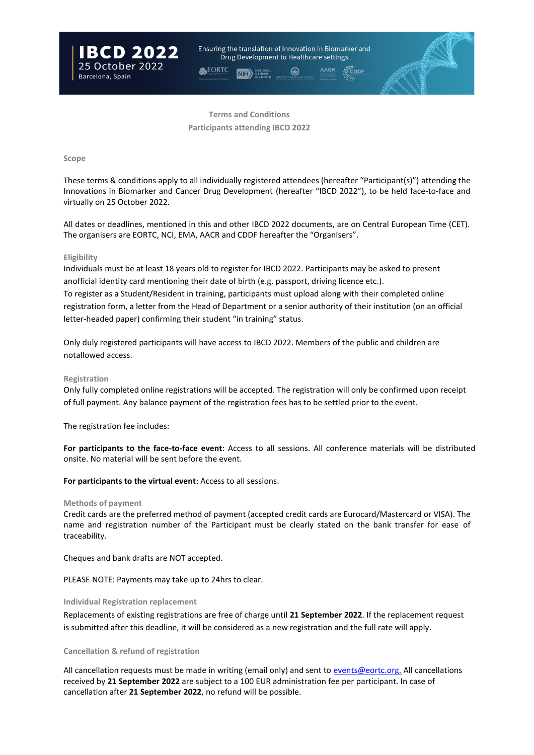IBCD 2022
25 October 2022
Barcelona, Spain

Ensuring the translation of Innovation in Biomarker and Drug Development to Healthcare settings

## Terms and Conditions
## Participants attending IBCD 2022

### Scope

These terms & conditions apply to all individually registered attendees (hereafter "Participant(s)") attending the Innovations in Biomarker and Cancer Drug Development (hereafter "IBCD 2022"), to be held face-to-face and virtually on 25 October 2022.

All dates or deadlines, mentioned in this and other IBCD 2022 documents, are on Central European Time (CET). The organisers are EORTC, NCI, EMA, AACR and CDDF hereafter the "Organisers".

### Eligibility

Individuals must be at least 18 years old to register for IBCD 2022. Participants may be asked to present anofficial identity card mentioning their date of birth (e.g. passport, driving licence etc.).
To register as a Student/Resident in training, participants must upload along with their completed online registration form, a letter from the Head of Department or a senior authority of their institution (on an official letter-headed paper) confirming their student "in training" status.

Only duly registered participants will have access to IBCD 2022. Members of the public and children are notallowed access.

### Registration

Only fully completed online registrations will be accepted. The registration will only be confirmed upon receipt of full payment. Any balance payment of the registration fees has to be settled prior to the event.

The registration fee includes:

**For participants to the face-to-face event**: Access to all sessions. All conference materials will be distributed onsite. No material will be sent before the event.

**For participants to the virtual event**: Access to all sessions.

### Methods of payment

Credit cards are the preferred method of payment (accepted credit cards are Eurocard/Mastercard or VISA). The name and registration number of the Participant must be clearly stated on the bank transfer for ease of traceability.

Cheques and bank drafts are NOT accepted.

PLEASE NOTE: Payments may take up to 24hrs to clear.

### Individual Registration replacement

Replacements of existing registrations are free of charge until **21 September 2022**. If the replacement request is submitted after this deadline, it will be considered as a new registration and the full rate will apply.

### Cancellation & refund of registration

All cancellation requests must be made in writing (email only) and sent to events@eortc.org. All cancellations received by **21 September 2022** are subject to a 100 EUR administration fee per participant. In case of cancellation after **21 September 2022**, no refund will be possible.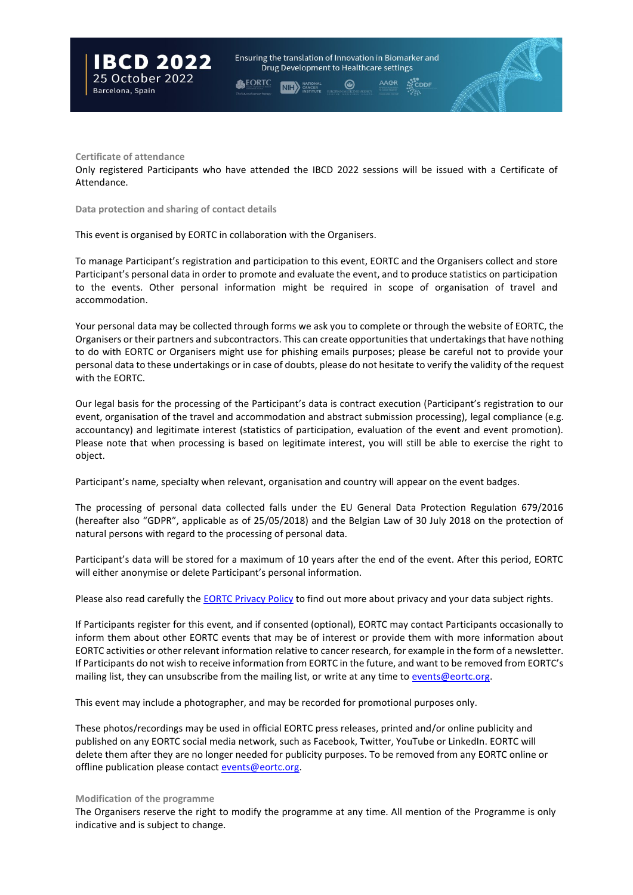## Certificate of attendance

Only registered Participants who have attended the IBCD 2022 sessions will be issued with a Certificate of Attendance.

## Data protection and sharing of contact details

This event is organised by EORTC in collaboration with the Organisers.

To manage Participant's registration and participation to this event, EORTC and the Organisers collect and store Participant's personal data in order to promote and evaluate the event, and to produce statistics on participation to the events. Other personal information might be required in scope of organisation of travel and accommodation.

Your personal data may be collected through forms we ask you to complete or through the website of EORTC, the Organisers or their partners and subcontractors. This can create opportunities that undertakings that have nothing to do with EORTC or Organisers might use for phishing emails purposes; please be careful not to provide your personal data to these undertakings or in case of doubts, please do not hesitate to verify the validity of the request with the EORTC.

Our legal basis for the processing of the Participant's data is contract execution (Participant's registration to our event, organisation of the travel and accommodation and abstract submission processing), legal compliance (e.g. accountancy) and legitimate interest (statistics of participation, evaluation of the event and event promotion). Please note that when processing is based on legitimate interest, you will still be able to exercise the right to object.

Participant's name, specialty when relevant, organisation and country will appear on the event badges.

The processing of personal data collected falls under the EU General Data Protection Regulation 679/2016 (hereafter also "GDPR", applicable as of 25/05/2018) and the Belgian Law of 30 July 2018 on the protection of natural persons with regard to the processing of personal data.

Participant's data will be stored for a maximum of 10 years after the end of the event. After this period, EORTC will either anonymise or delete Participant's personal information.

Please also read carefully the [EORTC Privacy Policy](#) to find out more about privacy and your data subject rights.

If Participants register for this event, and if consented (optional), EORTC may contact Participants occasionally to inform them about other EORTC events that may be of interest or provide them with more information about EORTC activities or other relevant information relative to cancer research, for example in the form of a newsletter. If Participants do not wish to receive information from EORTC in the future, and want to be removed from EORTC's mailing list, they can unsubscribe from the mailing list, or write at any time to events@eortc.org.

This event may include a photographer, and may be recorded for promotional purposes only.

These photos/recordings may be used in official EORTC press releases, printed and/or online publicity and published on any EORTC social media network, such as Facebook, Twitter, YouTube or LinkedIn. EORTC will delete them after they are no longer needed for publicity purposes. To be removed from any EORTC online or offline publication please contact events@eortc.org.

## Modification of the programme

The Organisers reserve the right to modify the programme at any time. All mention of the Programme is only indicative and is subject to change.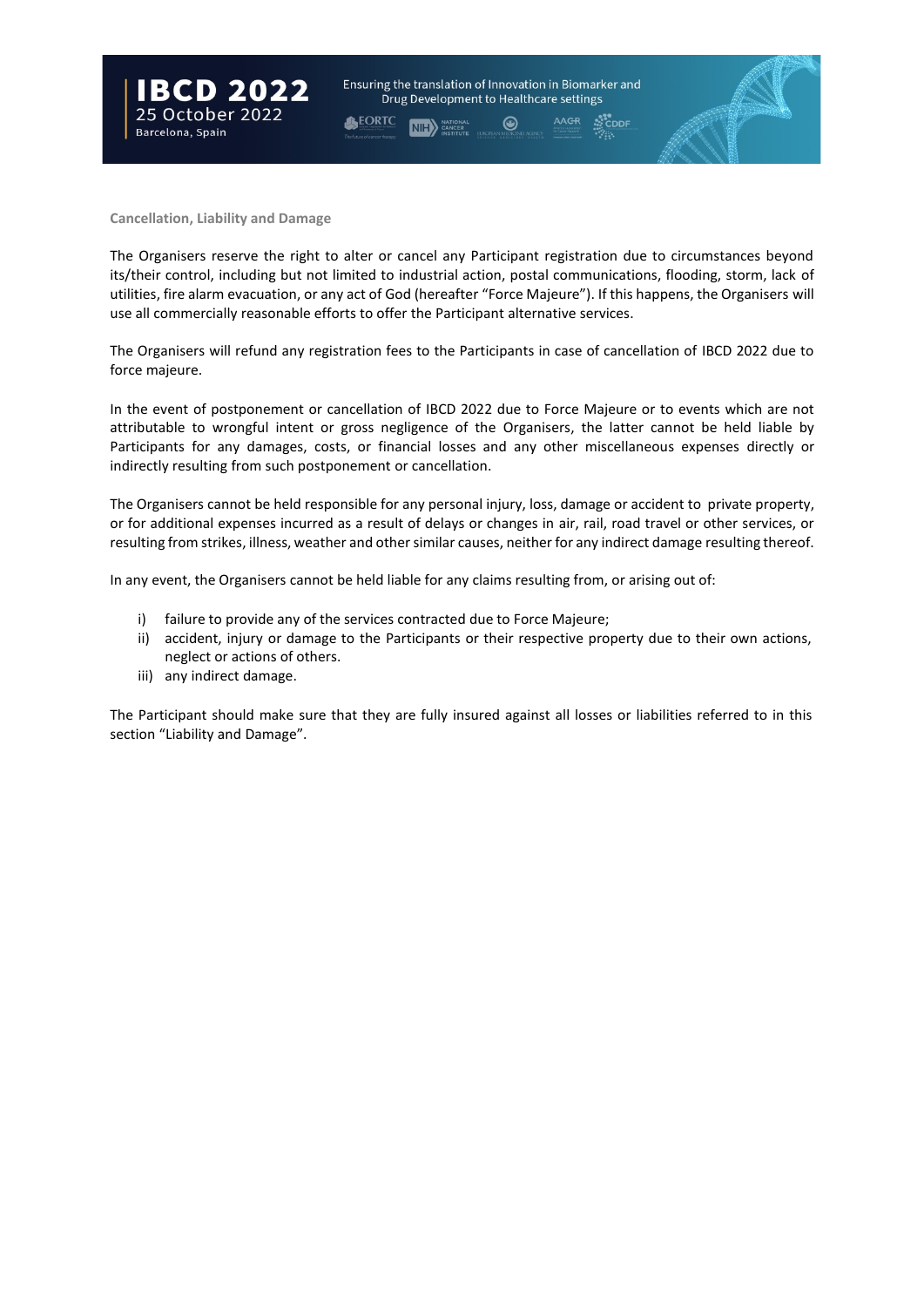## Cancellation, Liability and Damage

The Organisers reserve the right to alter or cancel any Participant registration due to circumstances beyond its/their control, including but not limited to industrial action, postal communications, flooding, storm, lack of utilities, fire alarm evacuation, or any act of God (hereafter "Force Majeure"). If this happens, the Organisers will use all commercially reasonable efforts to offer the Participant alternative services.

The Organisers will refund any registration fees to the Participants in case of cancellation of IBCD 2022 due to force majeure.

In the event of postponement or cancellation of IBCD 2022 due to Force Majeure or to events which are not attributable to wrongful intent or gross negligence of the Organisers, the latter cannot be held liable by Participants for any damages, costs, or financial losses and any other miscellaneous expenses directly or indirectly resulting from such postponement or cancellation.

The Organisers cannot be held responsible for any personal injury, loss, damage or accident to private property, or for additional expenses incurred as a result of delays or changes in air, rail, road travel or other services, or resulting from strikes, illness, weather and other similar causes, neither for any indirect damage resulting thereof.

In any event, the Organisers cannot be held liable for any claims resulting from, or arising out of:

i) failure to provide any of the services contracted due to Force Majeure;
ii) accident, injury or damage to the Participants or their respective property due to their own actions, neglect or actions of others.
iii) any indirect damage.

The Participant should make sure that they are fully insured against all losses or liabilities referred to in this section "Liability and Damage".